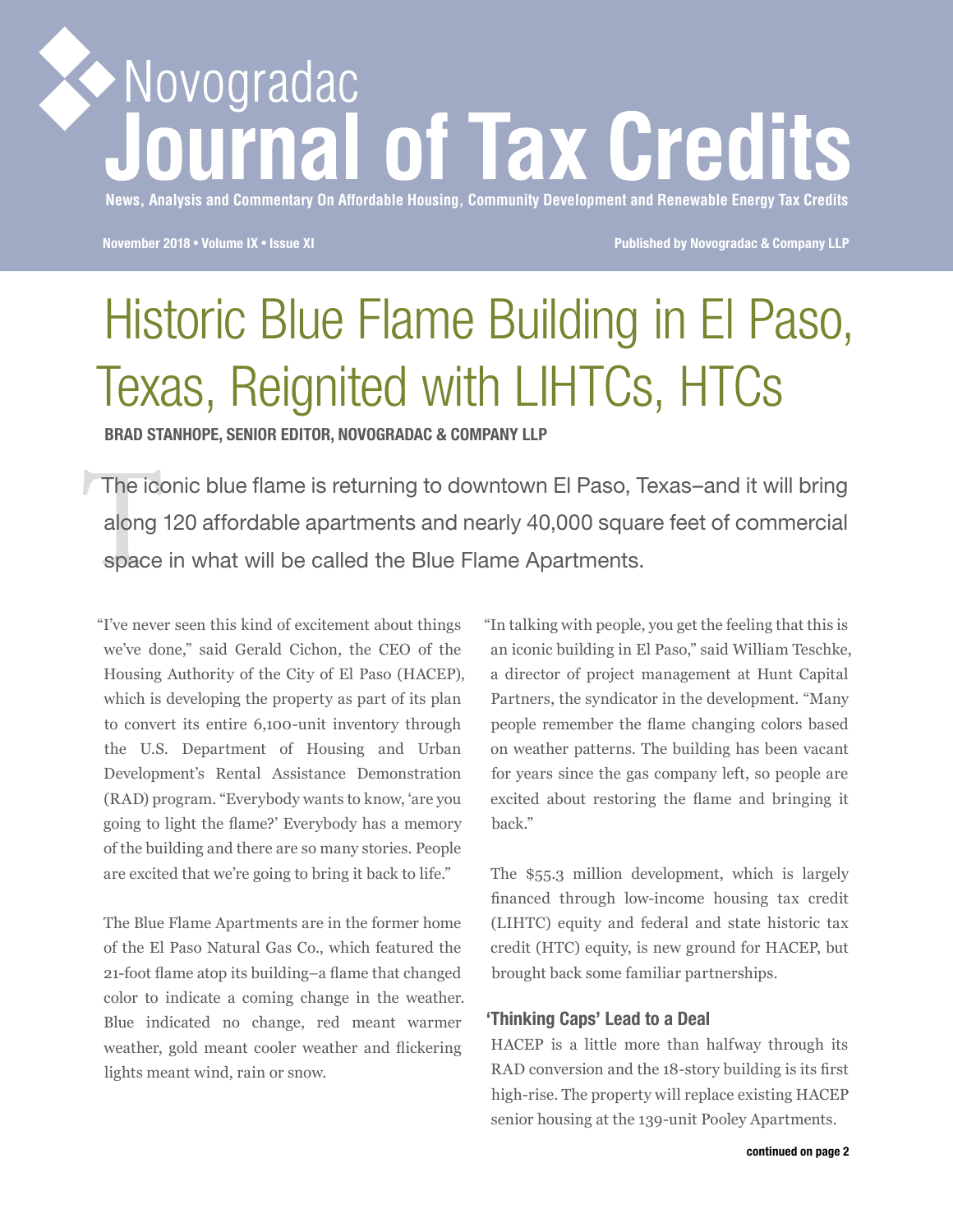# Historic Blue Flame Building in El Paso, Texas, Reignited with LIHTCs, HTCs

**BRAD STANHOPE, SENIOR EDITOR, NOVOGRADAC & COMPANY LLP**

The iconic blue flame is returning to downtown El Paso, Texas–and it will bring along 120 affordable apartments and nearly 40,000 square feet of commercial space in what will be called the Blue Flame Apartments.

"I've never seen this kind of excitement about things we've done," said Gerald Cichon, the CEO of the Housing Authority of the City of El Paso (HACEP), which is developing the property as part of its plan to convert its entire 6,100-unit inventory through the U.S. Department of Housing and Urban Development's Rental Assistance Demonstration (RAD) program. "Everybody wants to know, 'are you going to light the flame?' Everybody has a memory of the building and there are so many stories. People are excited that we're going to bring it back to life."

The Blue Flame Apartments are in the former home of the El Paso Natural Gas Co., which featured the 21-foot flame atop its building–a flame that changed color to indicate a coming change in the weather. Blue indicated no change, red meant warmer weather, gold meant cooler weather and flickering lights meant wind, rain or snow.

"In talking with people, you get the feeling that this is an iconic building in El Paso," said William Teschke, a director of project management at Hunt Capital Partners, the syndicator in the development. "Many people remember the flame changing colors based on weather patterns. The building has been vacant for years since the gas company left, so people are excited about restoring the flame and bringing it back."

The $55.3 million development, which is largely financed through low-income housing tax credit (LIHTC) equity and federal and state historic tax credit (HTC) equity, is new ground for HACEP, but brought back some familiar partnerships.

## 'Thinking Caps' Lead to a Deal

HACEP is a little more than halfway through its RAD conversion and the 18-story building is its first high-rise. The property will replace existing HACEP senior housing at the 139-unit Pooley Apartments.

continued on page 2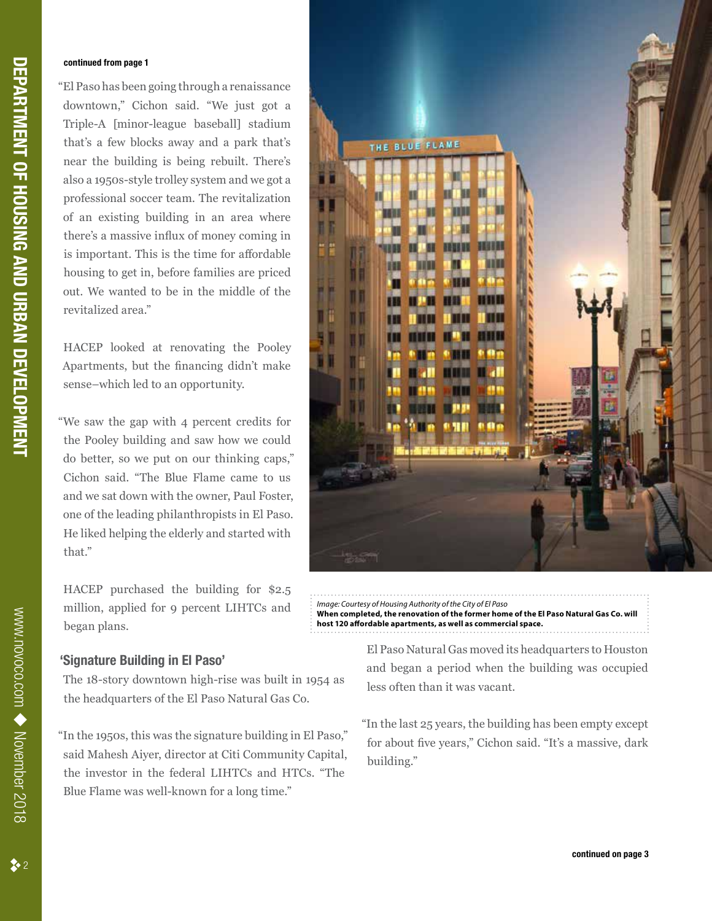**continued from page 1**

"El Paso has been going through a renaissance downtown," Cichon said. "We just got a Triple-A [minor-league baseball] stadium that's a few blocks away and a park that's near the building is being rebuilt. There's also a 1950s-style trolley system and we got a professional soccer team. The revitalization of an existing building in an area where there's a massive influx of money coming in is important. This is the time for affordable housing to get in, before families are priced out. We wanted to be in the middle of the revitalized area."

HACEP looked at renovating the Pooley Apartments, but the financing didn't make sense–which led to an opportunity.

"We saw the gap with 4 percent credits for the Pooley building and saw how we could do better, so we put on our thinking caps," Cichon said. "The Blue Flame came to us and we sat down with the owner, Paul Foster, one of the leading philanthropists in El Paso. He liked helping the elderly and started with that."

HACEP purchased the building for $2.5 million, applied for 9 percent LIHTCs and began plans.

*Image: Courtesy of Housing Authority of the City of El Paso*
**When completed, the renovation of the former home of the El Paso Natural Gas Co. will host 120 affordable apartments, as well as commercial space.**

## 'Signature Building in El Paso'

The 18-story downtown high-rise was built in 1954 as the headquarters of the El Paso Natural Gas Co.

"In the 1950s, this was the signature building in El Paso," said Mahesh Aiyer, director at Citi Community Capital, the investor in the federal LIHTCs and HTCs. "The Blue Flame was well-known for a long time."

El Paso Natural Gas moved its headquarters to Houston and began a period when the building was occupied less often than it was vacant.

"In the last 25 years, the building has been empty except for about five years," Cichon said. "It's a massive, dark building."

**continued on page 3**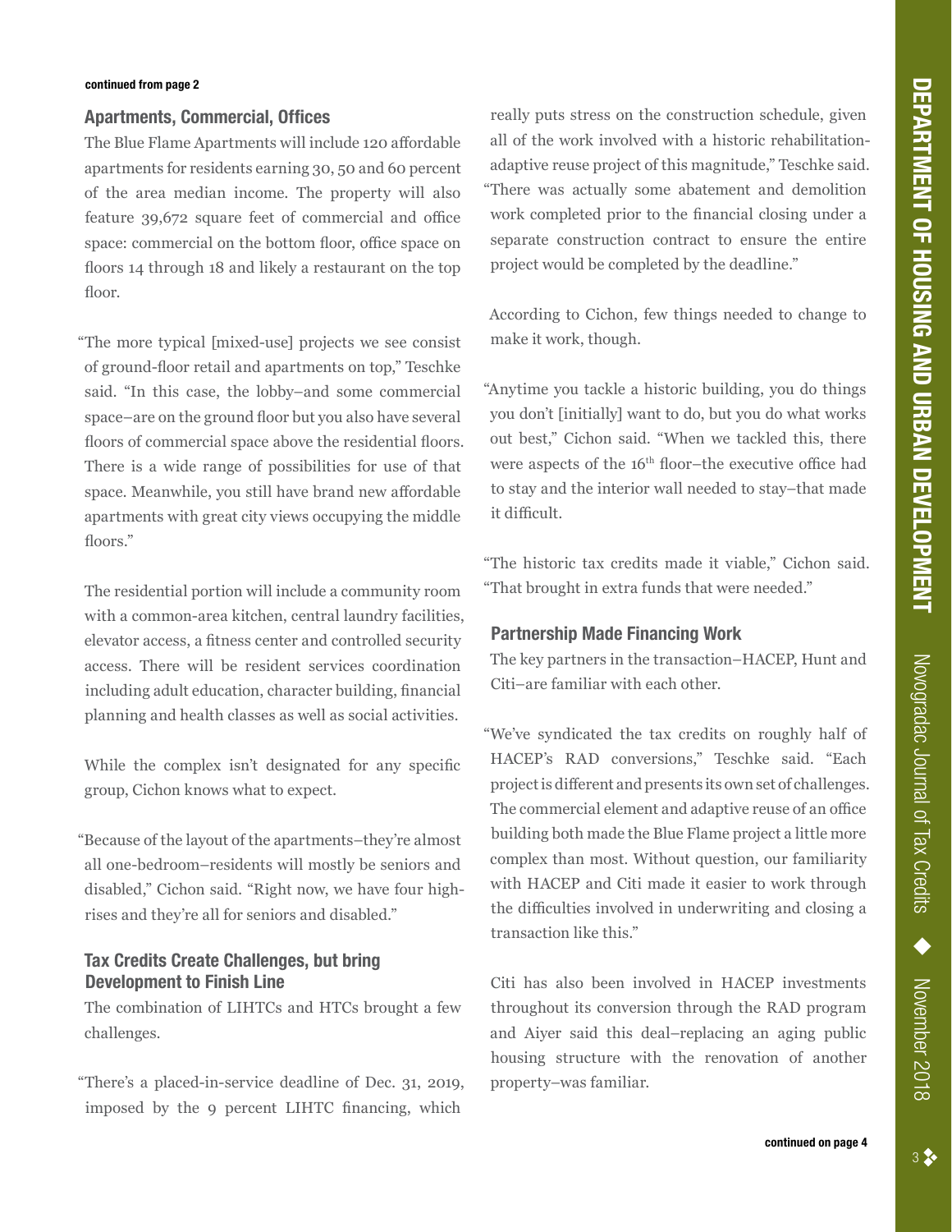**continued from page 2**

## Apartments, Commercial, Offices

The Blue Flame Apartments will include 120 affordable apartments for residents earning 30, 50 and 60 percent of the area median income. The property will also feature 39,672 square feet of commercial and office space: commercial on the bottom floor, office space on floors 14 through 18 and likely a restaurant on the top floor.

"The more typical [mixed-use] projects we see consist of ground-floor retail and apartments on top," Teschke said. "In this case, the lobby–and some commercial space–are on the ground floor but you also have several floors of commercial space above the residential floors. There is a wide range of possibilities for use of that space. Meanwhile, you still have brand new affordable apartments with great city views occupying the middle floors."

The residential portion will include a community room with a common-area kitchen, central laundry facilities, elevator access, a fitness center and controlled security access. There will be resident services coordination including adult education, character building, financial planning and health classes as well as social activities.

While the complex isn't designated for any specific group, Cichon knows what to expect.

"Because of the layout of the apartments–they're almost all one-bedroom–residents will mostly be seniors and disabled," Cichon said. "Right now, we have four high-rises and they're all for seniors and disabled."

## Tax Credits Create Challenges, but bring Development to Finish Line

The combination of LIHTCs and HTCs brought a few challenges.

"There's a placed-in-service deadline of Dec. 31, 2019, imposed by the 9 percent LIHTC financing, which really puts stress on the construction schedule, given all of the work involved with a historic rehabilitation-adaptive reuse project of this magnitude," Teschke said. "There was actually some abatement and demolition work completed prior to the financial closing under a separate construction contract to ensure the entire project would be completed by the deadline."

According to Cichon, few things needed to change to make it work, though.

"Anytime you tackle a historic building, you do things you don't [initially] want to do, but you do what works out best," Cichon said. "When we tackled this, there were aspects of the 16th floor–the executive office had to stay and the interior wall needed to stay–that made it difficult.

"The historic tax credits made it viable," Cichon said. "That brought in extra funds that were needed."

## Partnership Made Financing Work

The key partners in the transaction–HACEP, Hunt and Citi–are familiar with each other.

"We've syndicated the tax credits on roughly half of HACEP's RAD conversions," Teschke said. "Each project is different and presents its own set of challenges. The commercial element and adaptive reuse of an office building both made the Blue Flame project a little more complex than most. Without question, our familiarity with HACEP and Citi made it easier to work through the difficulties involved in underwriting and closing a transaction like this."

Citi has also been involved in HACEP investments throughout its conversion through the RAD program and Aiyer said this deal–replacing an aging public housing structure with the renovation of another property–was familiar.

**continued on page 4**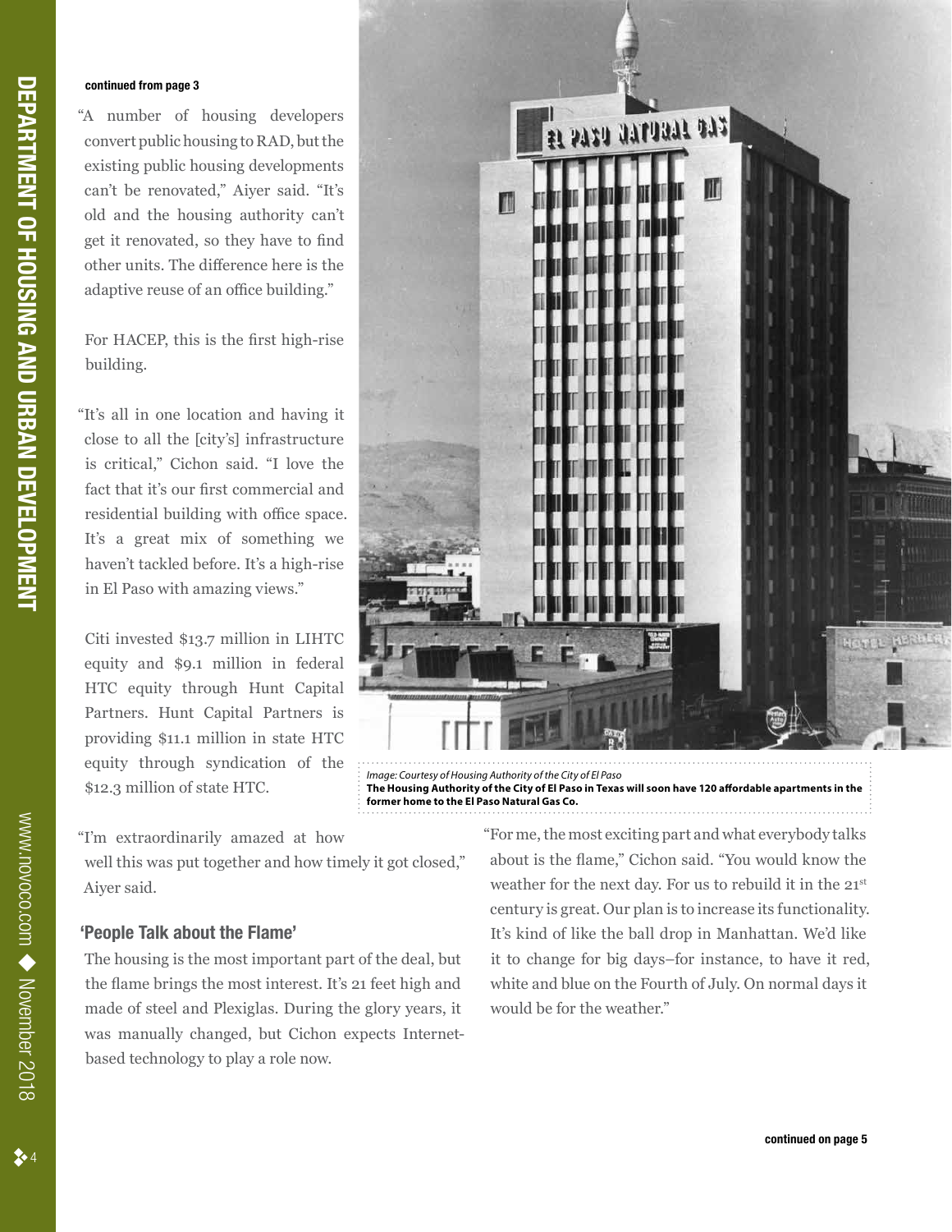continued from page 3

"A number of housing developers convert public housing to RAD, but the existing public housing developments can't be renovated," Aiyer said. "It's old and the housing authority can't get it renovated, so they have to find other units. The difference here is the adaptive reuse of an office building."

For HACEP, this is the first high-rise building.

"It's all in one location and having it close to all the [city's] infrastructure is critical," Cichon said. "I love the fact that it's our first commercial and residential building with office space. It's a great mix of something we haven't tackled before. It's a high-rise in El Paso with amazing views."

Citi invested $13.7 million in LIHTC equity and $9.1 million in federal HTC equity through Hunt Capital Partners. Hunt Capital Partners is providing $11.1 million in state HTC equity through syndication of the $12.3 million of state HTC.

"I'm extraordinarily amazed at how well this was put together and how timely it got closed," Aiyer said.

*Image: Courtesy of Housing Authority of the City of El Paso*
**The Housing Authority of the City of El Paso in Texas will soon have 120 affordable apartments in the former home to the El Paso Natural Gas Co.**

## 'People Talk about the Flame'

The housing is the most important part of the deal, but the flame brings the most interest. It's 21 feet high and made of steel and Plexiglas. During the glory years, it was manually changed, but Cichon expects Internet-based technology to play a role now.

"For me, the most exciting part and what everybody talks about is the flame," Cichon said. "You would know the weather for the next day. For us to rebuild it in the 21st century is great. Our plan is to increase its functionality. It's kind of like the ball drop in Manhattan. We'd like it to change for big days–for instance, to have it red, white and blue on the Fourth of July. On normal days it would be for the weather."

continued on page 5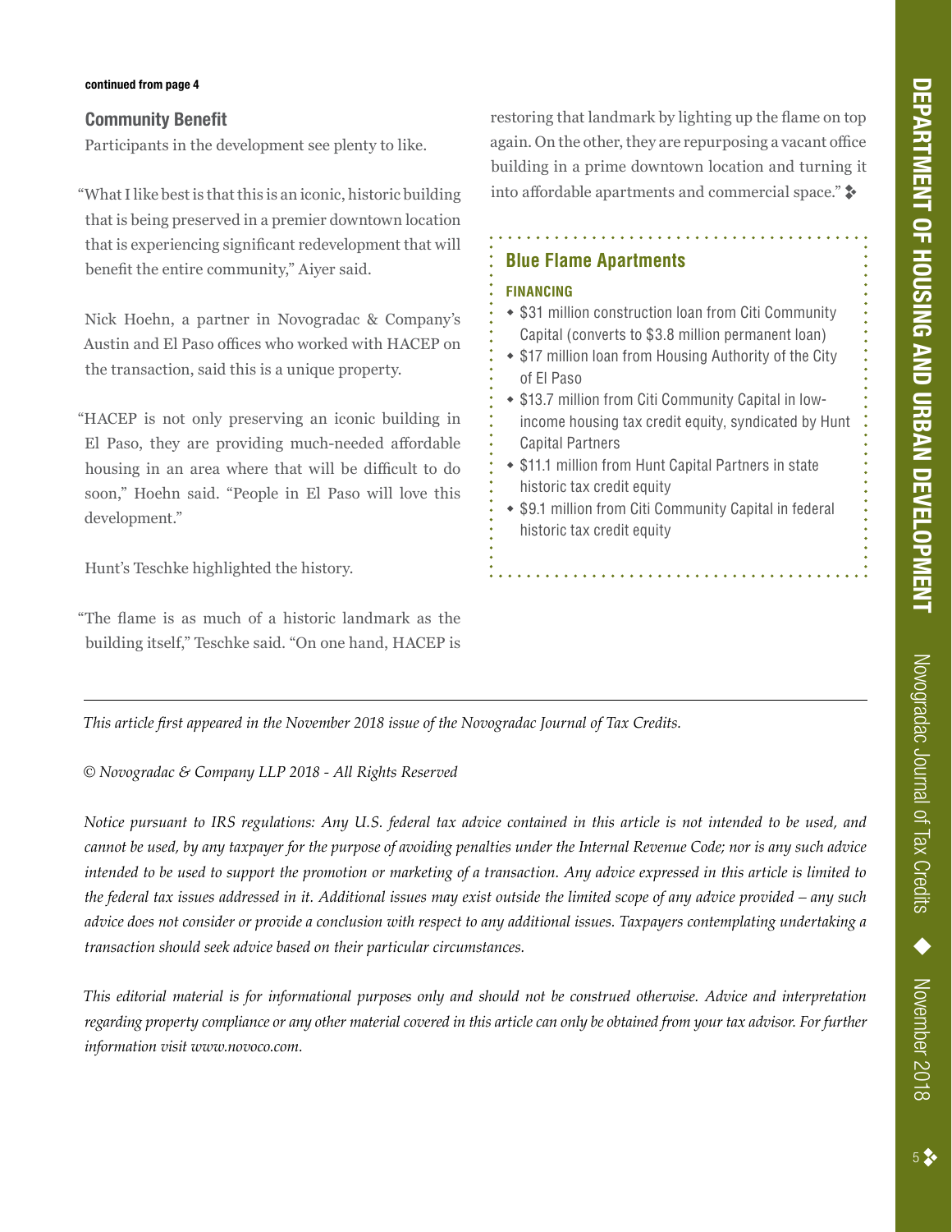continued from page 4

## Community Benefit

Participants in the development see plenty to like.

"What I like best is that this is an iconic, historic building that is being preserved in a premier downtown location that is experiencing significant redevelopment that will benefit the entire community," Aiyer said.

Nick Hoehn, a partner in Novogradac & Company's Austin and El Paso offices who worked with HACEP on the transaction, said this is a unique property.

"HACEP is not only preserving an iconic building in El Paso, they are providing much-needed affordable housing in an area where that will be difficult to do soon," Hoehn said. "People in El Paso will love this development."

Hunt's Teschke highlighted the history.

"The flame is as much of a historic landmark as the building itself," Teschke said. "On one hand, HACEP is restoring that landmark by lighting up the flame on top again. On the other, they are repurposing a vacant office building in a prime downtown location and turning it into affordable apartments and commercial space." ❖

### Blue Flame Apartments

**FINANCING**

- $31 million construction loan from Citi Community Capital (converts to $3.8 million permanent loan)
- $17 million loan from Housing Authority of the City of El Paso
- $13.7 million from Citi Community Capital in low-income housing tax credit equity, syndicated by Hunt Capital Partners
- $11.1 million from Hunt Capital Partners in state historic tax credit equity
- $9.1 million from Citi Community Capital in federal historic tax credit equity

---

*This article first appeared in the November 2018 issue of the Novogradac Journal of Tax Credits.*

*© Novogradac & Company LLP 2018 - All Rights Reserved*

*Notice pursuant to IRS regulations: Any U.S. federal tax advice contained in this article is not intended to be used, and cannot be used, by any taxpayer for the purpose of avoiding penalties under the Internal Revenue Code; nor is any such advice intended to be used to support the promotion or marketing of a transaction. Any advice expressed in this article is limited to the federal tax issues addressed in it. Additional issues may exist outside the limited scope of any advice provided – any such advice does not consider or provide a conclusion with respect to any additional issues. Taxpayers contemplating undertaking a transaction should seek advice based on their particular circumstances.*

*This editorial material is for informational purposes only and should not be construed otherwise. Advice and interpretation regarding property compliance or any other material covered in this article can only be obtained from your tax advisor. For further information visit www.novoco.com.*